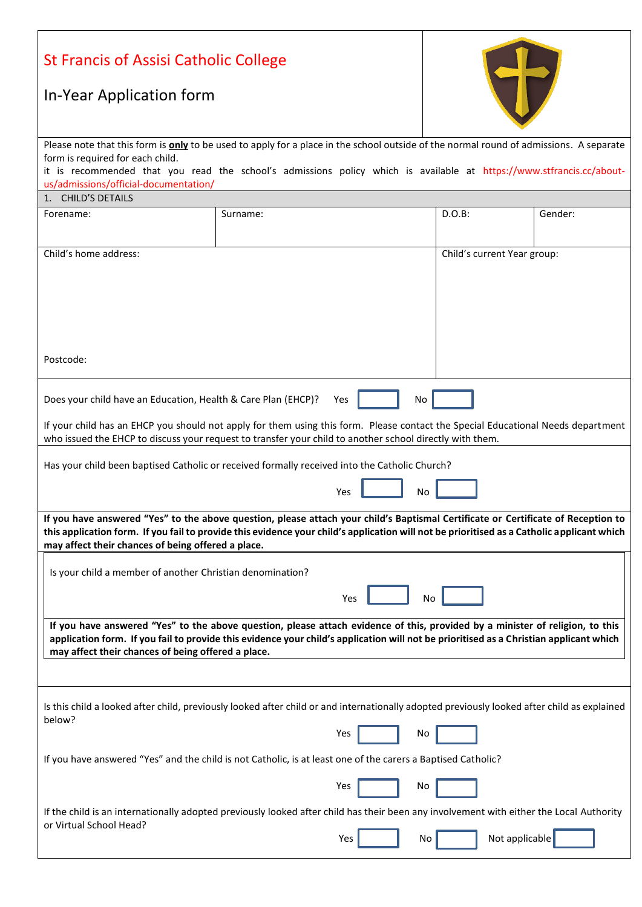# St Francis of Assisi Catholic College

## In-Year Application form

Please note that this form is **only** to be used to apply for a place in the school outside of the normal round of admissions. A separate form is required for each child.

it is recommended that you read the school's admissions policy which is available at https://www.stfrancis.cc/about-us/admissions/official-documentation/

### 1. CHILD'S DETAILS

| Forename: | Surname: | D.O.B: | Gender: |
|---|---|---|---|
| | | | |

| Child's home address: | Child's current Year group: |
|---|---|
| Postcode: | |

Does your child have an Education, Health & Care Plan (EHCP)? Yes ☐ No ☐

If your child has an EHCP you should not apply for them using this form. Please contact the Special Educational Needs department who issued the EHCP to discuss your request to transfer your child to another school directly with them.

Has your child been baptised Catholic or received formally received into the Catholic Church?

Yes ☐ No ☐

**If you have answered "Yes" to the above question, please attach your child's Baptismal Certificate or Certificate of Reception to this application form. If you fail to provide this evidence your child's application will not be prioritised as a Catholic applicant which may affect their chances of being offered a place.**

Is your child a member of another Christian denomination?

Yes ☐ No ☐

**If you have answered "Yes" to the above question, please attach evidence of this, provided by a minister of religion, to this application form. If you fail to provide this evidence your child's application will not be prioritised as a Christian applicant which may affect their chances of being offered a place.**

Is this child a looked after child, previously looked after child or and internationally adopted previously looked after child as explained below?

Yes ☐ No ☐

If you have answered "Yes" and the child is not Catholic, is at least one of the carers a Baptised Catholic?

Yes ☐ No ☐

If the child is an internationally adopted previously looked after child has their been any involvement with either the Local Authority or Virtual School Head?

Yes ☐ No ☐ Not applicable ☐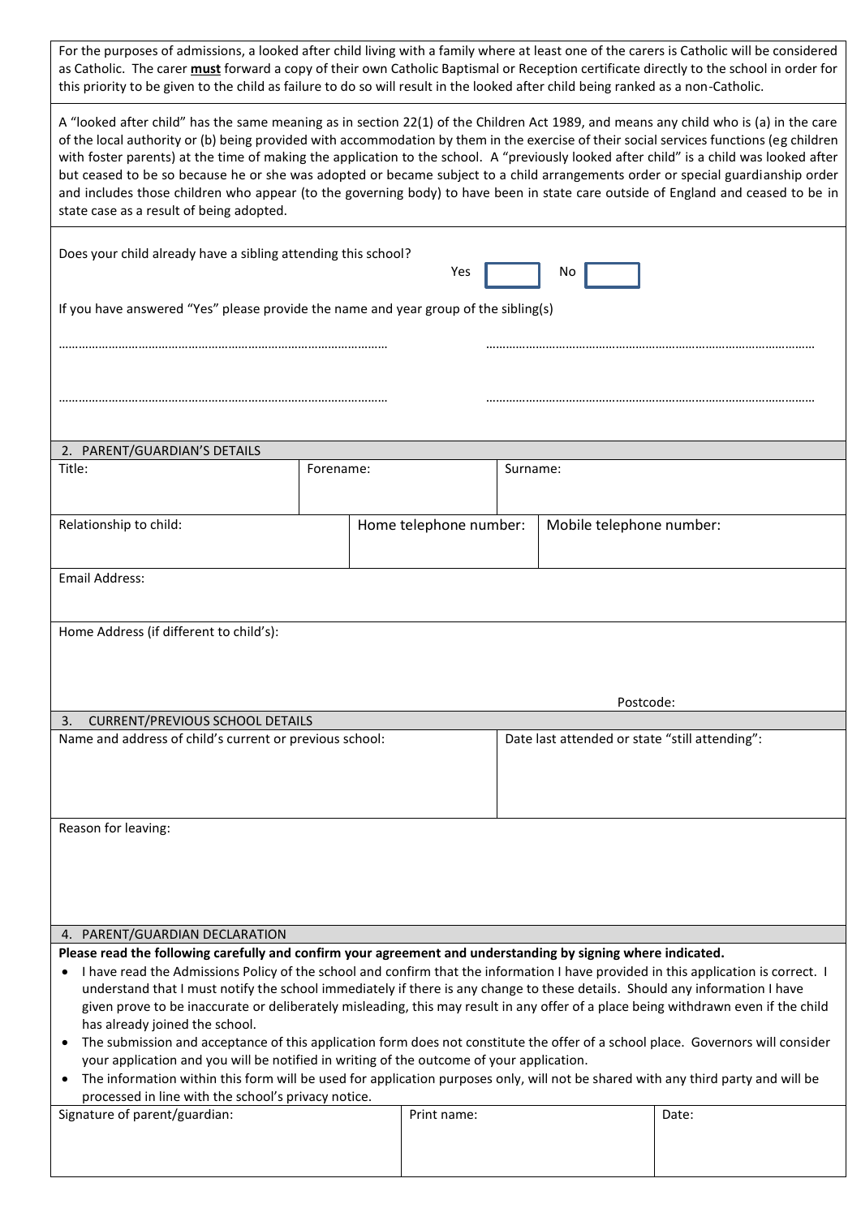For the purposes of admissions, a looked after child living with a family where at least one of the carers is Catholic will be considered as Catholic. The carer **must** forward a copy of their own Catholic Baptismal or Reception certificate directly to the school in order for this priority to be given to the child as failure to do so will result in the looked after child being ranked as a non-Catholic.

A "looked after child" has the same meaning as in section 22(1) of the Children Act 1989, and means any child who is (a) in the care of the local authority or (b) being provided with accommodation by them in the exercise of their social services functions (eg children with foster parents) at the time of making the application to the school. A "previously looked after child" is a child was looked after but ceased to be so because he or she was adopted or became subject to a child arrangements order or special guardianship order and includes those children who appear (to the governing body) to have been in state care outside of England and ceased to be in state case as a result of being adopted.

Does your child already have a sibling attending this school? Yes ☐ No ☐

If you have answered "Yes" please provide the name and year group of the sibling(s)

……………………………………………………………………………… ………………………………………………………………………………

……………………………………………………………………………… ………………………………………………………………………………

## 2. PARENT/GUARDIAN'S DETAILS

| Title: | Forename: | Surname: |
|---|---|---|
| | | |

| Relationship to child: | Home telephone number: | Mobile telephone number: |
|---|---|---|
| | | |

Email Address:

Home Address (if different to child's):

Postcode:

## 3. CURRENT/PREVIOUS SCHOOL DETAILS

| Name and address of child's current or previous school: | Date last attended or state "still attending": |
|---|---|
| | |

Reason for leaving:

## 4. PARENT/GUARDIAN DECLARATION

**Please read the following carefully and confirm your agreement and understanding by signing where indicated.**

- I have read the Admissions Policy of the school and confirm that the information I have provided in this application is correct. I understand that I must notify the school immediately if there is any change to these details. Should any information I have given prove to be inaccurate or deliberately misleading, this may result in any offer of a place being withdrawn even if the child has already joined the school.
- The submission and acceptance of this application form does not constitute the offer of a school place. Governors will consider your application and you will be notified in writing of the outcome of your application.
- The information within this form will be used for application purposes only, will not be shared with any third party and will be processed in line with the school's privacy notice.

| Signature of parent/guardian: | Print name: | Date: |
|---|---|---|
| | | |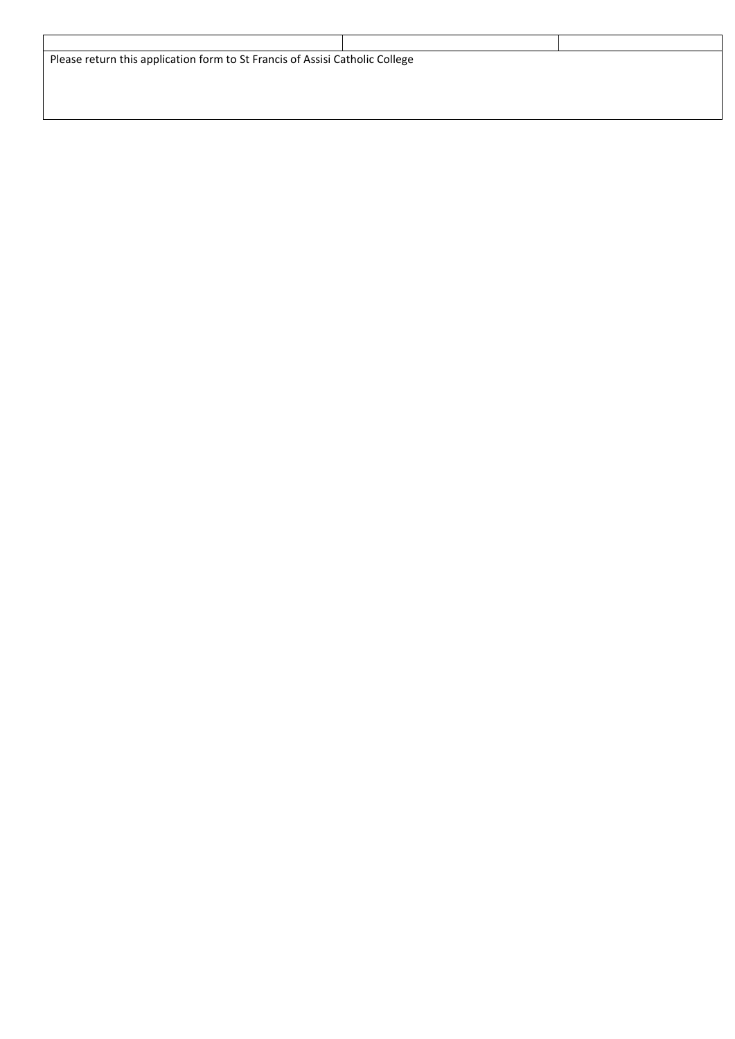| | | |
|---|---|---|
| | | |
| Please return this application form to St Francis of Assisi Catholic College | | |